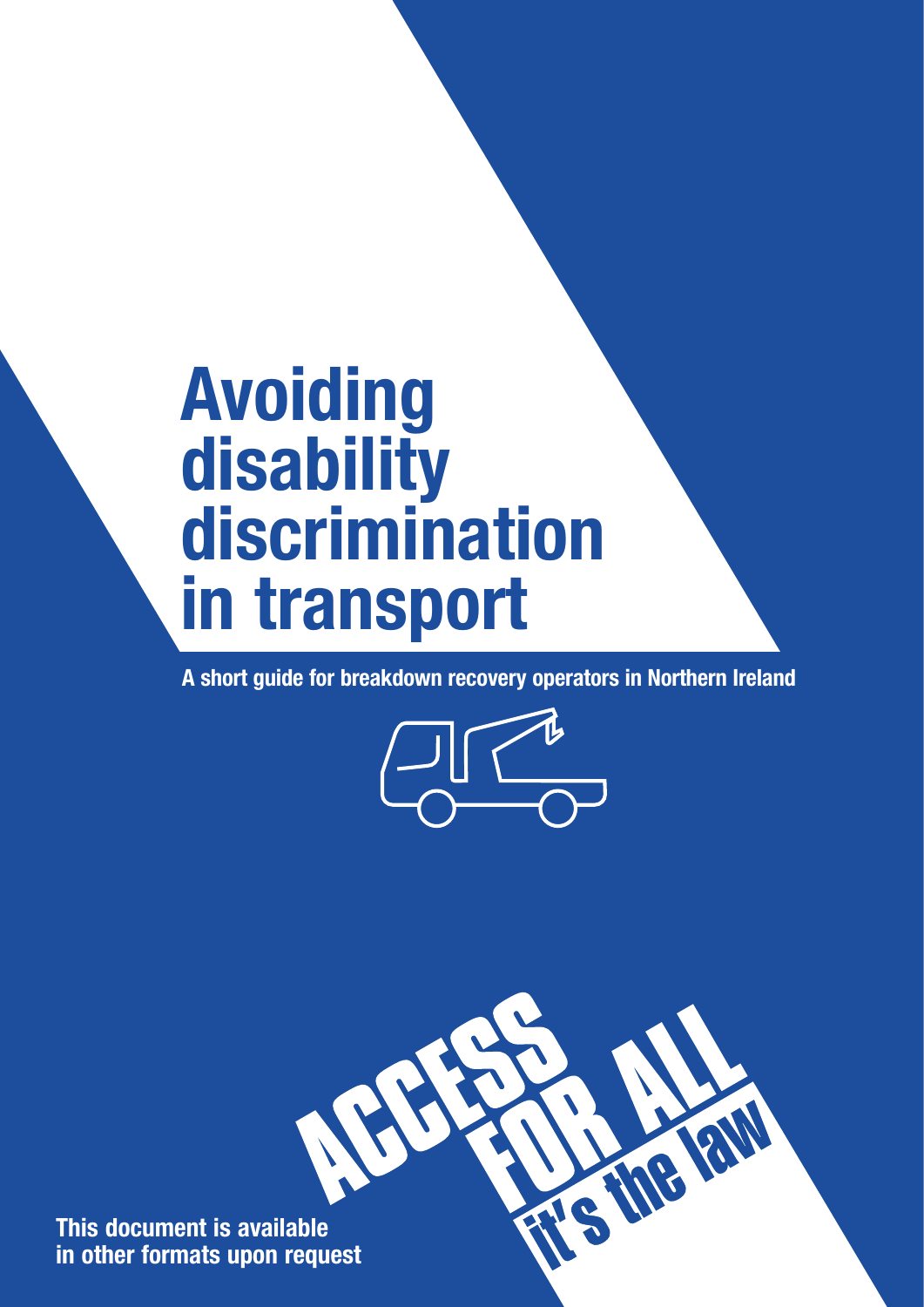# Avoiding disability discrimination in transport

**A short guide for breakdown recovery operators in Northern Ireland**

ACCESS FOR ALL it's the law

**This document is available in other formats upon request**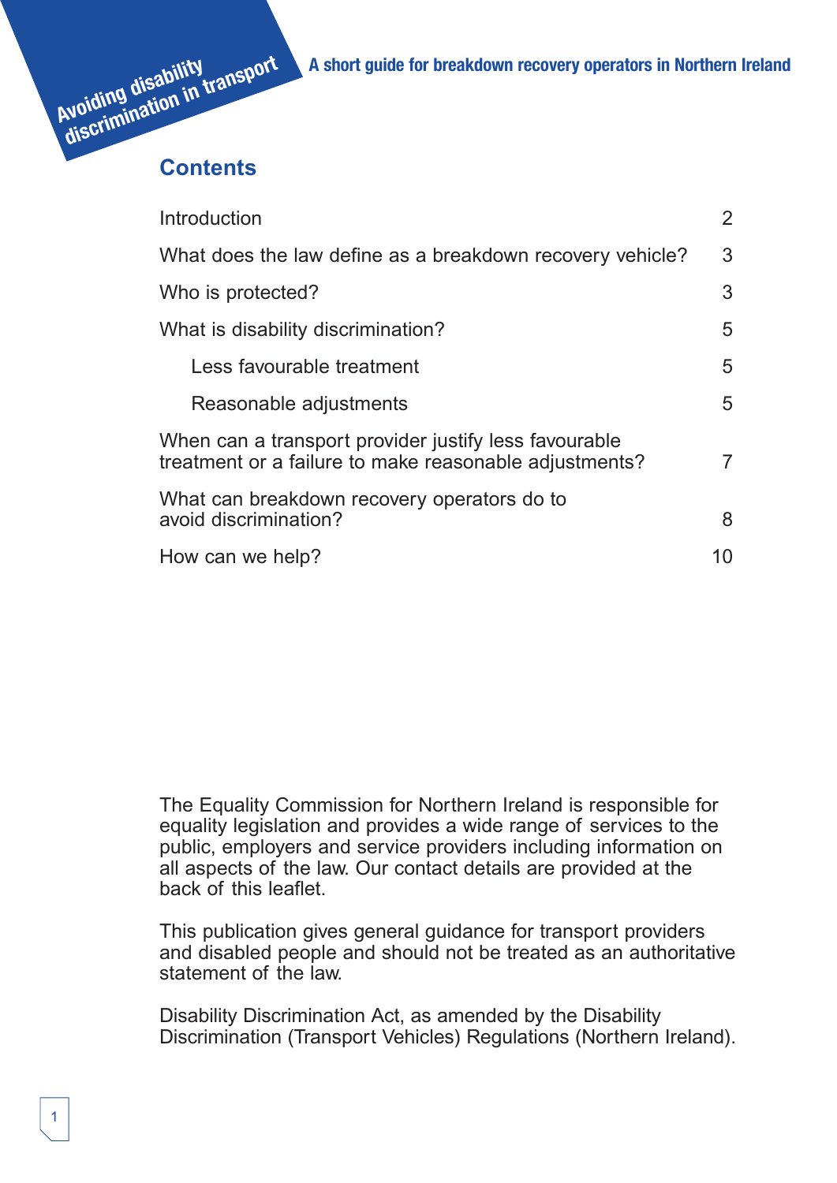# Avoiding disability discrimination in transport

A short guide for breakdown recovery operators in Northern Ireland

## Contents

| | |
|---|---|
| Introduction | 2 |
| What does the law define as a breakdown recovery vehicle? | 3 |
| Who is protected? | 3 |
| What is disability discrimination? | 5 |
| Less favourable treatment | 5 |
| Reasonable adjustments | 5 |
| When can a transport provider justify less favourable treatment or a failure to make reasonable adjustments? | 7 |
| What can breakdown recovery operators do to avoid discrimination? | 8 |
| How can we help? | 10 |

The Equality Commission for Northern Ireland is responsible for equality legislation and provides a wide range of services to the public, employers and service providers including information on all aspects of the law. Our contact details are provided at the back of this leaflet.

This publication gives general guidance for transport providers and disabled people and should not be treated as an authoritative statement of the law.

Disability Discrimination Act, as amended by the Disability Discrimination (Transport Vehicles) Regulations (Northern Ireland).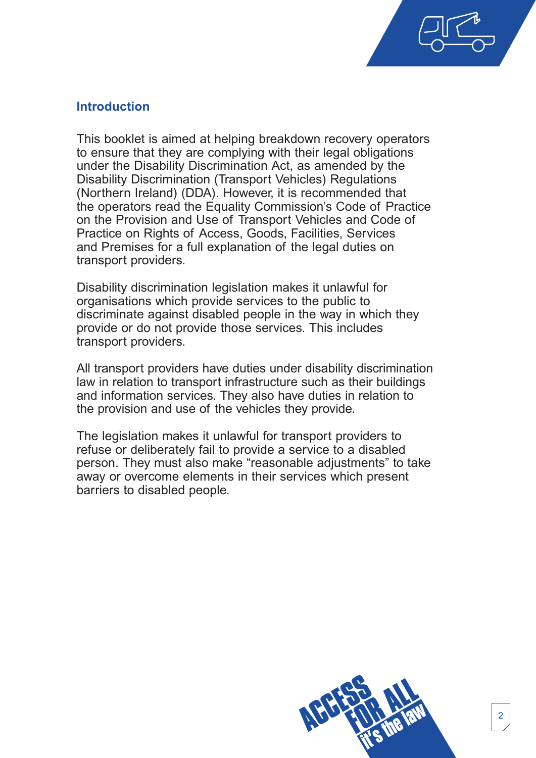## Introduction

This booklet is aimed at helping breakdown recovery operators to ensure that they are complying with their legal obligations under the Disability Discrimination Act, as amended by the Disability Discrimination (Transport Vehicles) Regulations (Northern Ireland) (DDA). However, it is recommended that the operators read the Equality Commission's Code of Practice on the Provision and Use of Transport Vehicles and Code of Practice on Rights of Access, Goods, Facilities, Services and Premises for a full explanation of the legal duties on transport providers.

Disability discrimination legislation makes it unlawful for organisations which provide services to the public to discriminate against disabled people in the way in which they provide or do not provide those services. This includes transport providers.

All transport providers have duties under disability discrimination law in relation to transport infrastructure such as their buildings and information services. They also have duties in relation to the provision and use of the vehicles they provide.

The legislation makes it unlawful for transport providers to refuse or deliberately fail to provide a service to a disabled person. They must also make "reasonable adjustments" to take away or overcome elements in their services which present barriers to disabled people.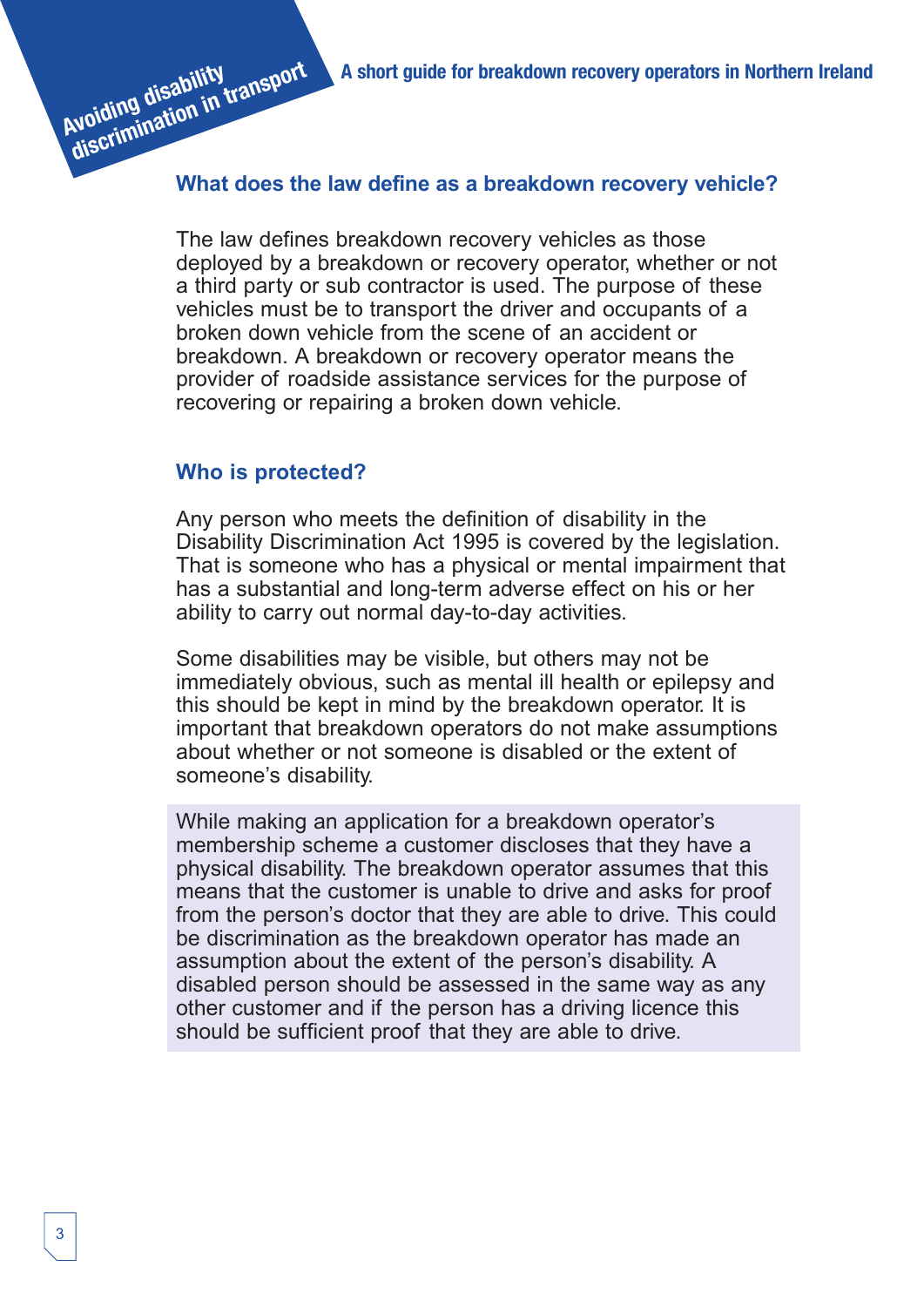## What does the law define as a breakdown recovery vehicle?

The law defines breakdown recovery vehicles as those deployed by a breakdown or recovery operator, whether or not a third party or sub contractor is used. The purpose of these vehicles must be to transport the driver and occupants of a broken down vehicle from the scene of an accident or breakdown. A breakdown or recovery operator means the provider of roadside assistance services for the purpose of recovering or repairing a broken down vehicle.

## Who is protected?

Any person who meets the definition of disability in the Disability Discrimination Act 1995 is covered by the legislation. That is someone who has a physical or mental impairment that has a substantial and long-term adverse effect on his or her ability to carry out normal day-to-day activities.

Some disabilities may be visible, but others may not be immediately obvious, such as mental ill health or epilepsy and this should be kept in mind by the breakdown operator. It is important that breakdown operators do not make assumptions about whether or not someone is disabled or the extent of someone's disability.

> While making an application for a breakdown operator's membership scheme a customer discloses that they have a physical disability. The breakdown operator assumes that this means that the customer is unable to drive and asks for proof from the person's doctor that they are able to drive. This could be discrimination as the breakdown operator has made an assumption about the extent of the person's disability. A disabled person should be assessed in the same way as any other customer and if the person has a driving licence this should be sufficient proof that they are able to drive.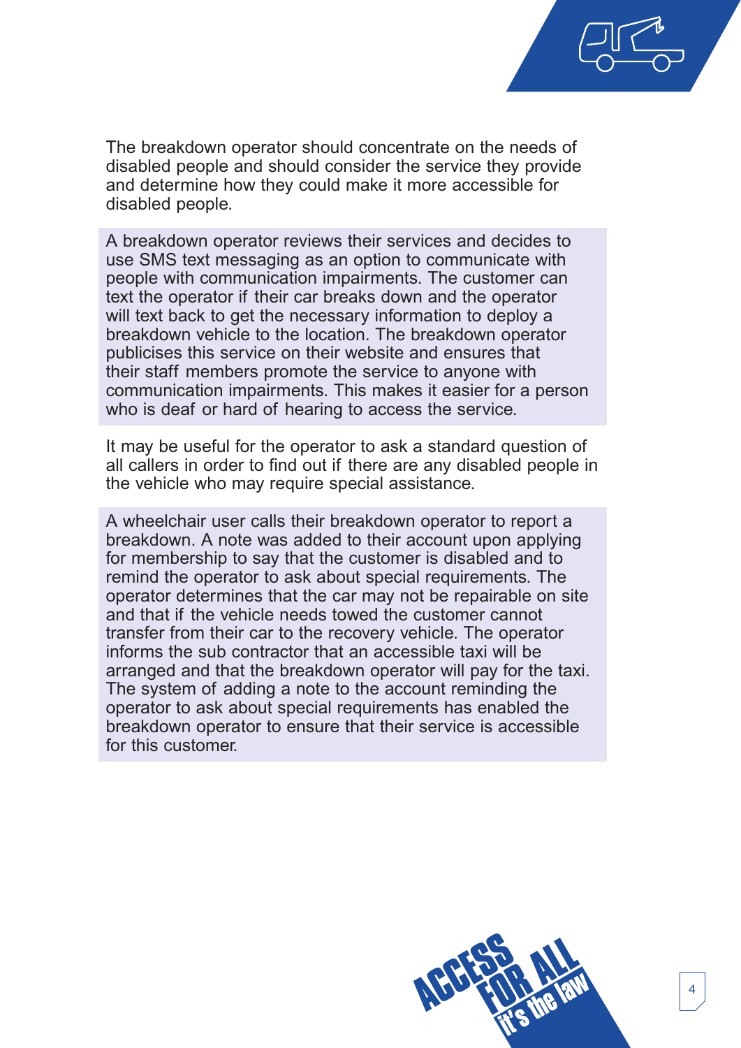The breakdown operator should concentrate on the needs of disabled people and should consider the service they provide and determine how they could make it more accessible for disabled people.

A breakdown operator reviews their services and decides to use SMS text messaging as an option to communicate with people with communication impairments. The customer can text the operator if their car breaks down and the operator will text back to get the necessary information to deploy a breakdown vehicle to the location. The breakdown operator publicises this service on their website and ensures that their staff members promote the service to anyone with communication impairments. This makes it easier for a person who is deaf or hard of hearing to access the service.

It may be useful for the operator to ask a standard question of all callers in order to find out if there are any disabled people in the vehicle who may require special assistance.

A wheelchair user calls their breakdown operator to report a breakdown. A note was added to their account upon applying for membership to say that the customer is disabled and to remind the operator to ask about special requirements. The operator determines that the car may not be repairable on site and that if the vehicle needs towed the customer cannot transfer from their car to the recovery vehicle. The operator informs the sub contractor that an accessible taxi will be arranged and that the breakdown operator will pay for the taxi. The system of adding a note to the account reminding the operator to ask about special requirements has enabled the breakdown operator to ensure that their service is accessible for this customer.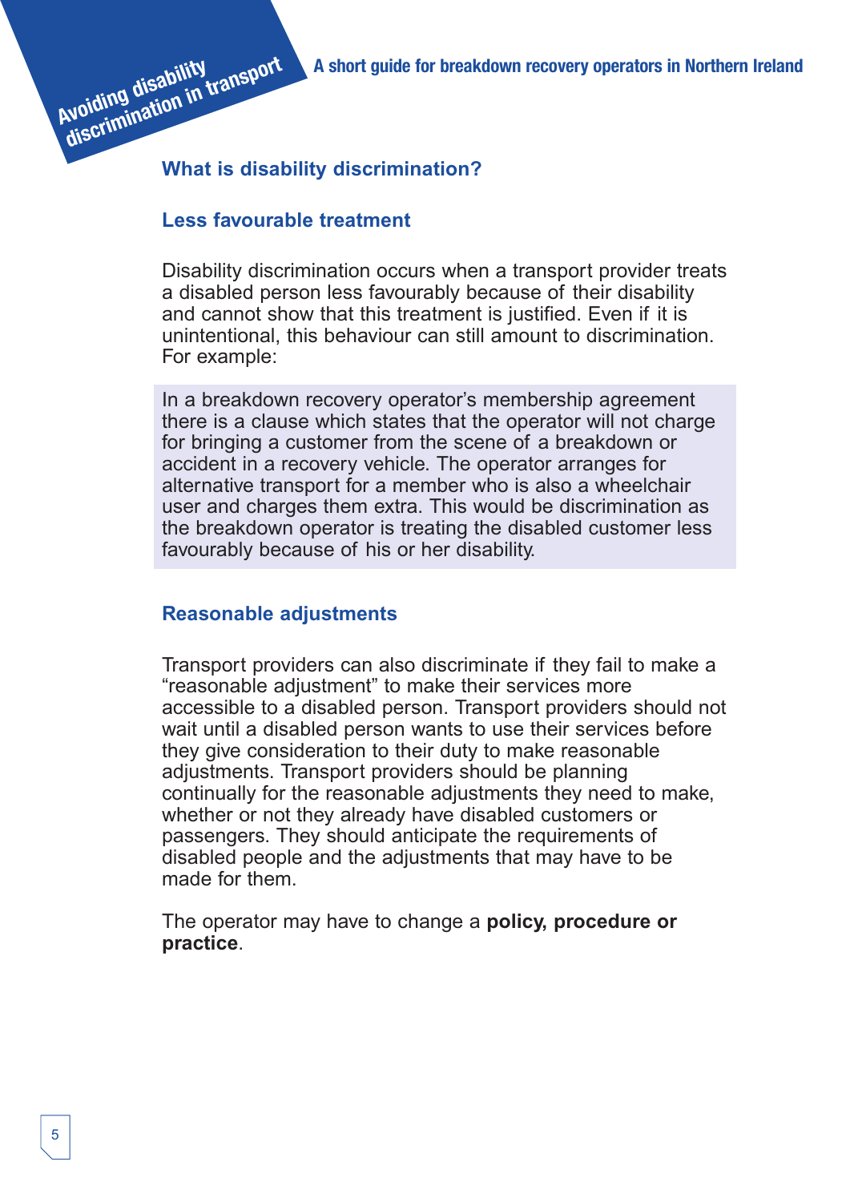## What is disability discrimination?

### Less favourable treatment

Disability discrimination occurs when a transport provider treats a disabled person less favourably because of their disability and cannot show that this treatment is justified. Even if it is unintentional, this behaviour can still amount to discrimination. For example:

In a breakdown recovery operator's membership agreement there is a clause which states that the operator will not charge for bringing a customer from the scene of a breakdown or accident in a recovery vehicle. The operator arranges for alternative transport for a member who is also a wheelchair user and charges them extra. This would be discrimination as the breakdown operator is treating the disabled customer less favourably because of his or her disability.

### Reasonable adjustments

Transport providers can also discriminate if they fail to make a "reasonable adjustment" to make their services more accessible to a disabled person. Transport providers should not wait until a disabled person wants to use their services before they give consideration to their duty to make reasonable adjustments. Transport providers should be planning continually for the reasonable adjustments they need to make, whether or not they already have disabled customers or passengers. They should anticipate the requirements of disabled people and the adjustments that may have to be made for them.

The operator may have to change a **policy, procedure or practice**.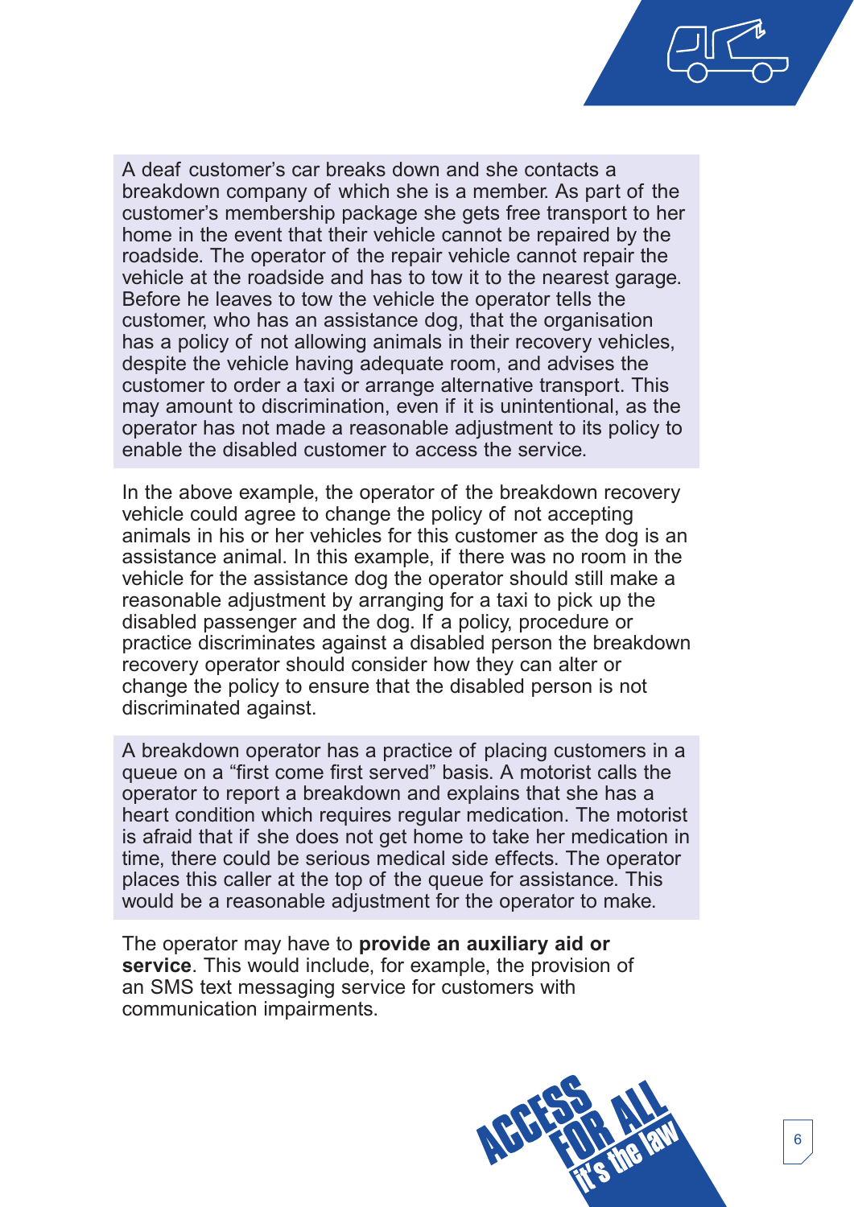A deaf customer's car breaks down and she contacts a breakdown company of which she is a member. As part of the customer's membership package she gets free transport to her home in the event that their vehicle cannot be repaired by the roadside. The operator of the repair vehicle cannot repair the vehicle at the roadside and has to tow it to the nearest garage. Before he leaves to tow the vehicle the operator tells the customer, who has an assistance dog, that the organisation has a policy of not allowing animals in their recovery vehicles, despite the vehicle having adequate room, and advises the customer to order a taxi or arrange alternative transport. This may amount to discrimination, even if it is unintentional, as the operator has not made a reasonable adjustment to its policy to enable the disabled customer to access the service.

In the above example, the operator of the breakdown recovery vehicle could agree to change the policy of not accepting animals in his or her vehicles for this customer as the dog is an assistance animal. In this example, if there was no room in the vehicle for the assistance dog the operator should still make a reasonable adjustment by arranging for a taxi to pick up the disabled passenger and the dog. If a policy, procedure or practice discriminates against a disabled person the breakdown recovery operator should consider how they can alter or change the policy to ensure that the disabled person is not discriminated against.

A breakdown operator has a practice of placing customers in a queue on a "first come first served" basis. A motorist calls the operator to report a breakdown and explains that she has a heart condition which requires regular medication. The motorist is afraid that if she does not get home to take her medication in time, there could be serious medical side effects. The operator places this caller at the top of the queue for assistance. This would be a reasonable adjustment for the operator to make.

The operator may have to **provide an auxiliary aid or service**. This would include, for example, the provision of an SMS text messaging service for customers with communication impairments.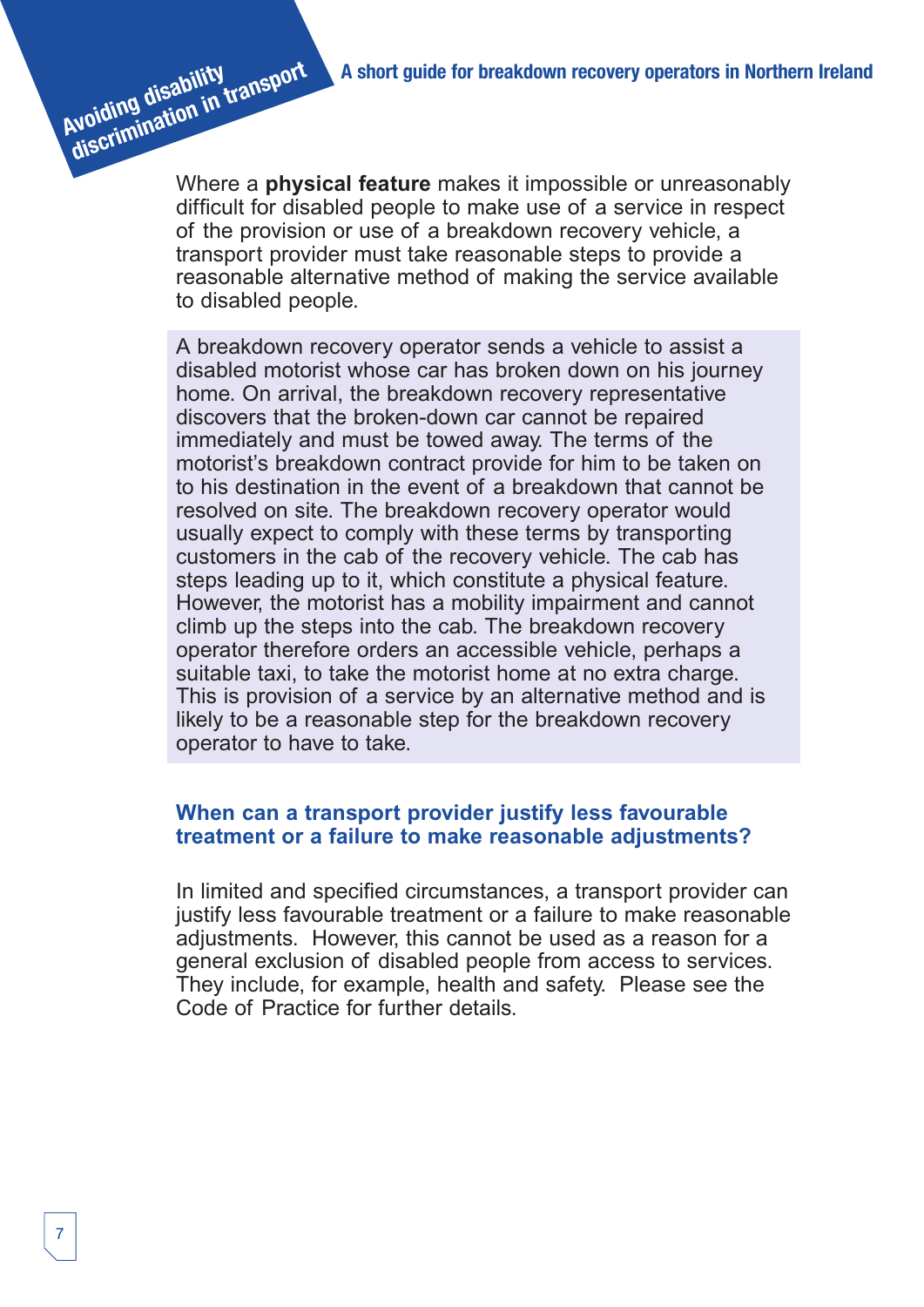Where a **physical feature** makes it impossible or unreasonably difficult for disabled people to make use of a service in respect of the provision or use of a breakdown recovery vehicle, a transport provider must take reasonable steps to provide a reasonable alternative method of making the service available to disabled people.

A breakdown recovery operator sends a vehicle to assist a disabled motorist whose car has broken down on his journey home. On arrival, the breakdown recovery representative discovers that the broken-down car cannot be repaired immediately and must be towed away. The terms of the motorist's breakdown contract provide for him to be taken on to his destination in the event of a breakdown that cannot be resolved on site. The breakdown recovery operator would usually expect to comply with these terms by transporting customers in the cab of the recovery vehicle. The cab has steps leading up to it, which constitute a physical feature. However, the motorist has a mobility impairment and cannot climb up the steps into the cab. The breakdown recovery operator therefore orders an accessible vehicle, perhaps a suitable taxi, to take the motorist home at no extra charge. This is provision of a service by an alternative method and is likely to be a reasonable step for the breakdown recovery operator to have to take.

## When can a transport provider justify less favourable treatment or a failure to make reasonable adjustments?

In limited and specified circumstances, a transport provider can justify less favourable treatment or a failure to make reasonable adjustments. However, this cannot be used as a reason for a general exclusion of disabled people from access to services. They include, for example, health and safety. Please see the Code of Practice for further details.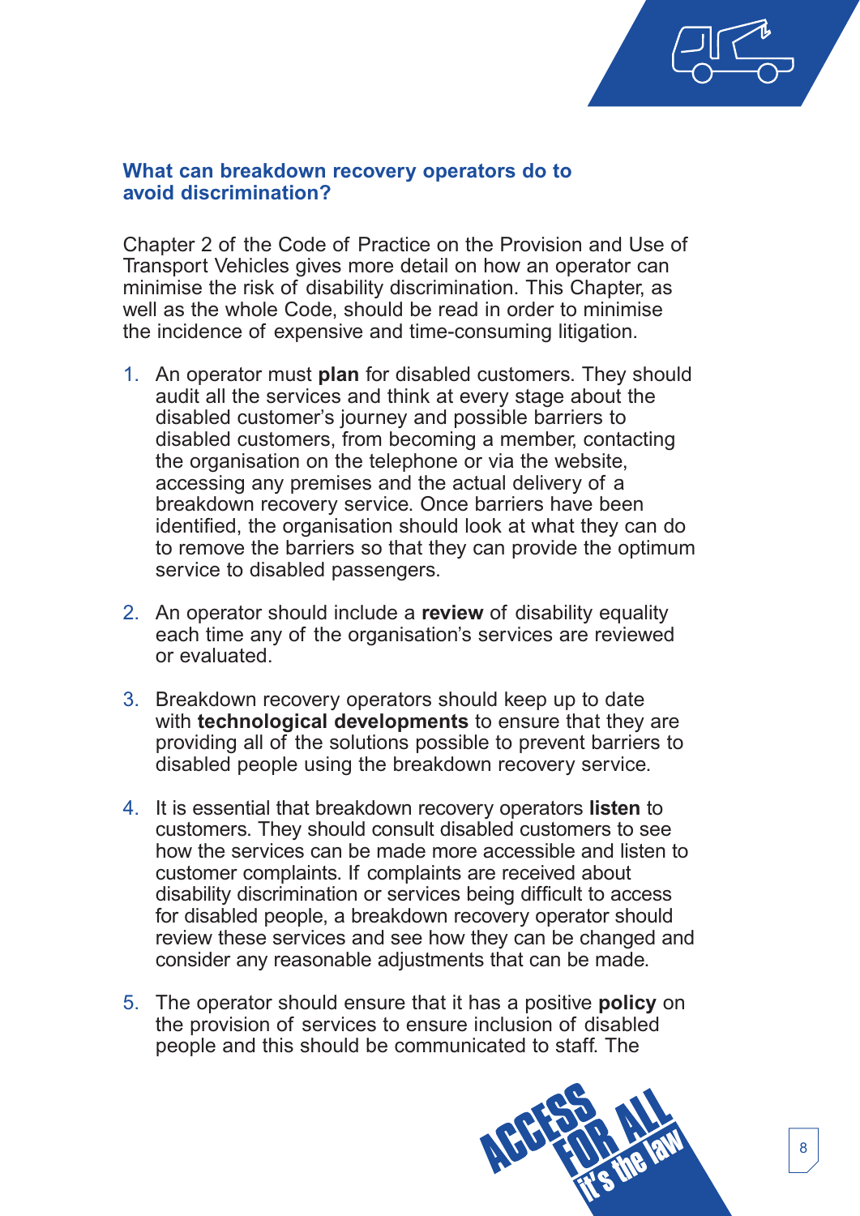## What can breakdown recovery operators do to avoid discrimination?

Chapter 2 of the Code of Practice on the Provision and Use of Transport Vehicles gives more detail on how an operator can minimise the risk of disability discrimination. This Chapter, as well as the whole Code, should be read in order to minimise the incidence of expensive and time-consuming litigation.

1. An operator must **plan** for disabled customers. They should audit all the services and think at every stage about the disabled customer's journey and possible barriers to disabled customers, from becoming a member, contacting the organisation on the telephone or via the website, accessing any premises and the actual delivery of a breakdown recovery service. Once barriers have been identified, the organisation should look at what they can do to remove the barriers so that they can provide the optimum service to disabled passengers.

2. An operator should include a **review** of disability equality each time any of the organisation's services are reviewed or evaluated.

3. Breakdown recovery operators should keep up to date with **technological developments** to ensure that they are providing all of the solutions possible to prevent barriers to disabled people using the breakdown recovery service.

4. It is essential that breakdown recovery operators **listen** to customers. They should consult disabled customers to see how the services can be made more accessible and listen to customer complaints. If complaints are received about disability discrimination or services being difficult to access for disabled people, a breakdown recovery operator should review these services and see how they can be changed and consider any reasonable adjustments that can be made.

5. The operator should ensure that it has a positive **policy** on the provision of services to ensure inclusion of disabled people and this should be communicated to staff. The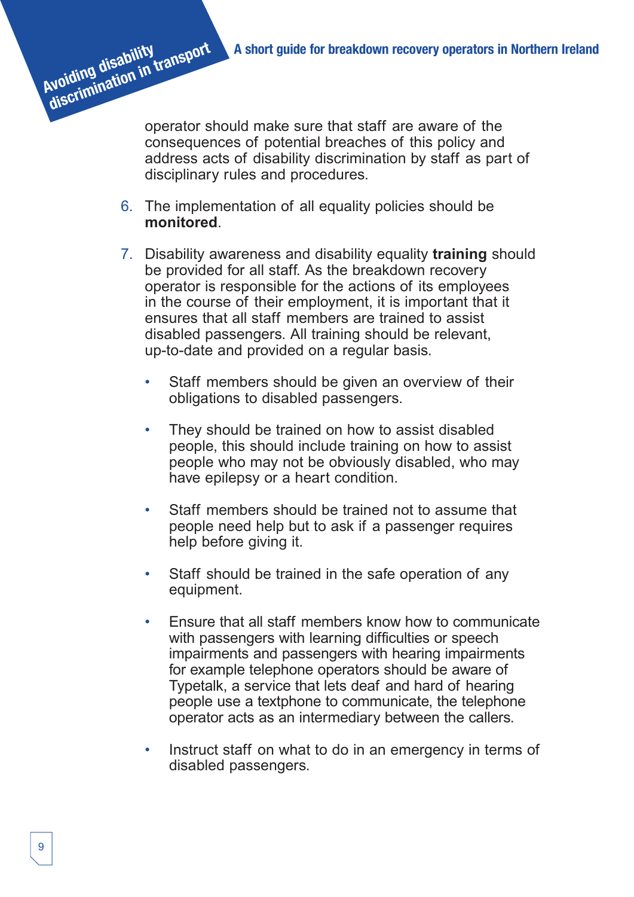operator should make sure that staff are aware of the consequences of potential breaches of this policy and address acts of disability discrimination by staff as part of disciplinary rules and procedures.

6. The implementation of all equality policies should be **monitored**.

7. Disability awareness and disability equality **training** should be provided for all staff. As the breakdown recovery operator is responsible for the actions of its employees in the course of their employment, it is important that it ensures that all staff members are trained to assist disabled passengers. All training should be relevant, up-to-date and provided on a regular basis.

   - Staff members should be given an overview of their obligations to disabled passengers.

   - They should be trained on how to assist disabled people, this should include training on how to assist people who may not be obviously disabled, who may have epilepsy or a heart condition.

   - Staff members should be trained not to assume that people need help but to ask if a passenger requires help before giving it.

   - Staff should be trained in the safe operation of any equipment.

   - Ensure that all staff members know how to communicate with passengers with learning difficulties or speech impairments and passengers with hearing impairments for example telephone operators should be aware of Typetalk, a service that lets deaf and hard of hearing people use a textphone to communicate, the telephone operator acts as an intermediary between the callers.

   - Instruct staff on what to do in an emergency in terms of disabled passengers.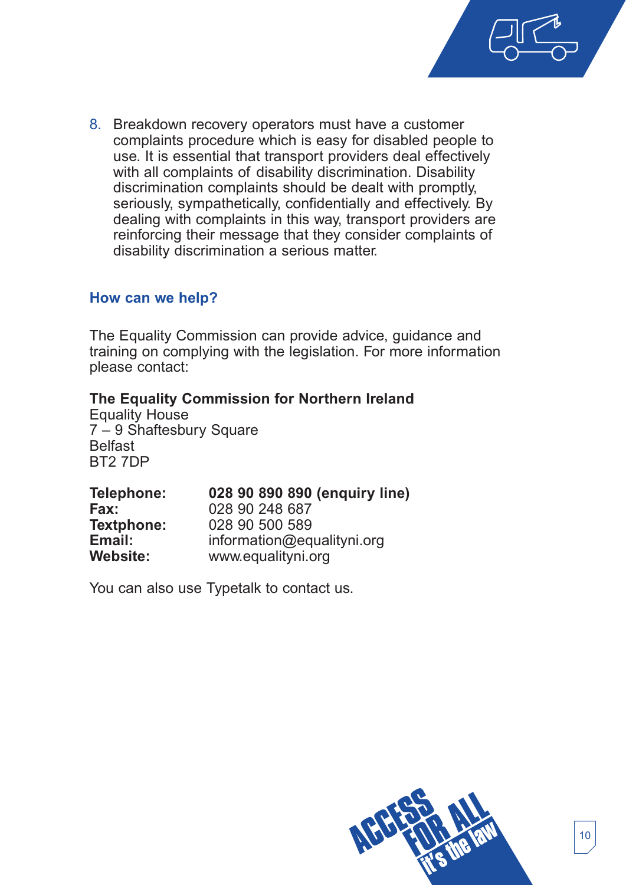8. Breakdown recovery operators must have a customer complaints procedure which is easy for disabled people to use. It is essential that transport providers deal effectively with all complaints of disability discrimination. Disability discrimination complaints should be dealt with promptly, seriously, sympathetically, confidentially and effectively. By dealing with complaints in this way, transport providers are reinforcing their message that they consider complaints of disability discrimination a serious matter.

## How can we help?

The Equality Commission can provide advice, guidance and training on complying with the legislation. For more information please contact:

**The Equality Commission for Northern Ireland**
Equality House
7 – 9 Shaftesbury Square
Belfast
BT2 7DP

**Telephone:** **028 90 890 890 (enquiry line)**
**Fax:** 028 90 248 687
**Textphone:** 028 90 500 589
**Email:** information@equalityni.org
**Website:** www.equalityni.org

You can also use Typetalk to contact us.

ACCESS FOR ALL it's the law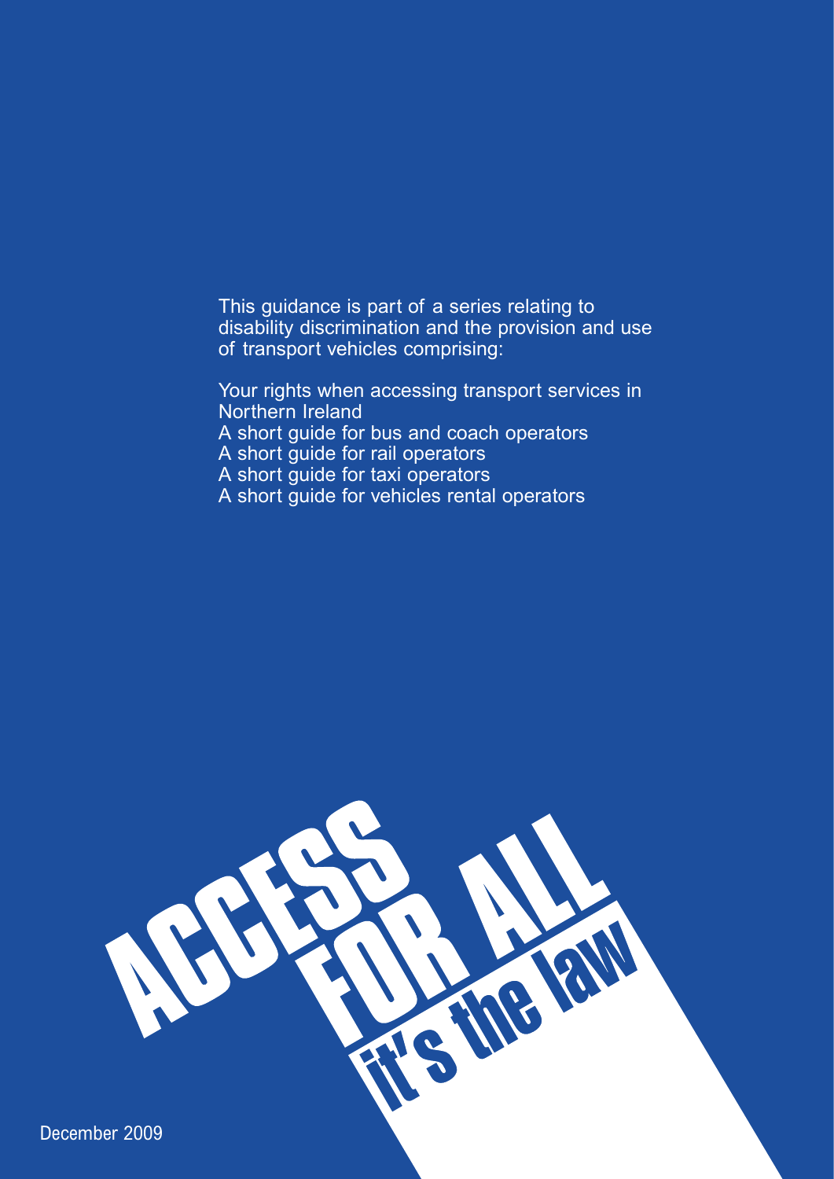This guidance is part of a series relating to disability discrimination and the provision and use of transport vehicles comprising:

Your rights when accessing transport services in Northern Ireland
A short guide for bus and coach operators
A short guide for rail operators
A short guide for taxi operators
A short guide for vehicles rental operators

ACCESS FOR ALL it's the law

December 2009